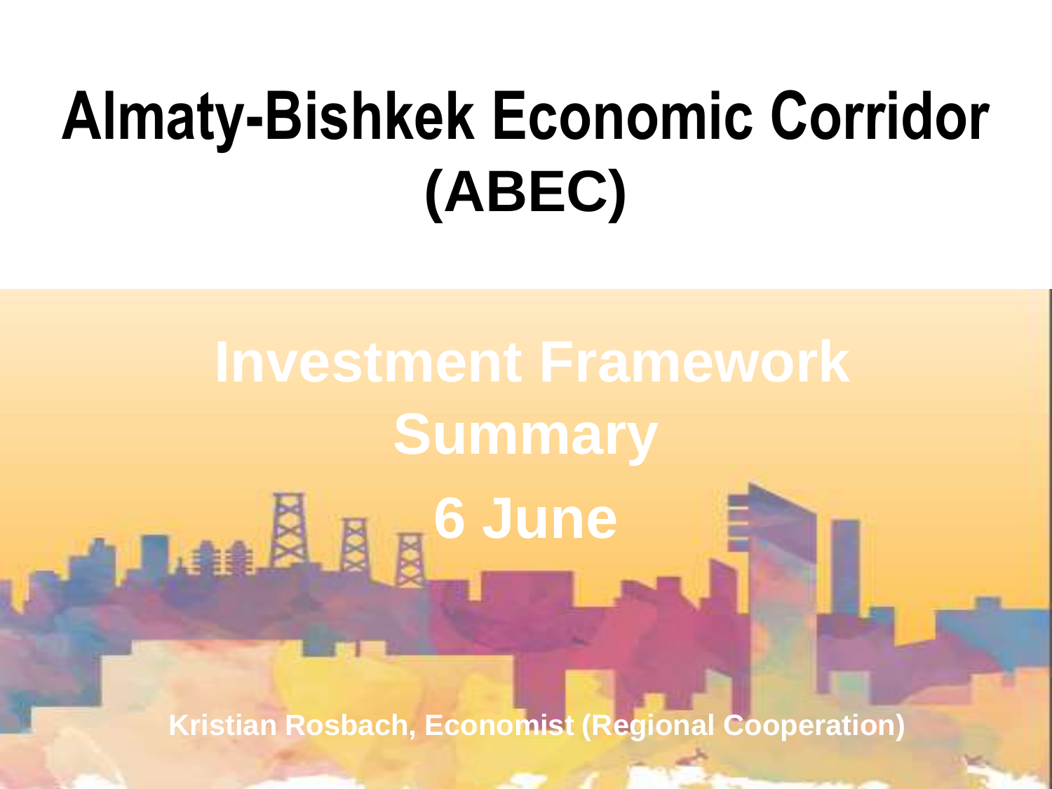# Almaty-Bishkek Economic Corridor (ABEC)

## Investment Framework Summary

## 6 June

**Kristian Rosbach, Economist (Regional Cooperation)**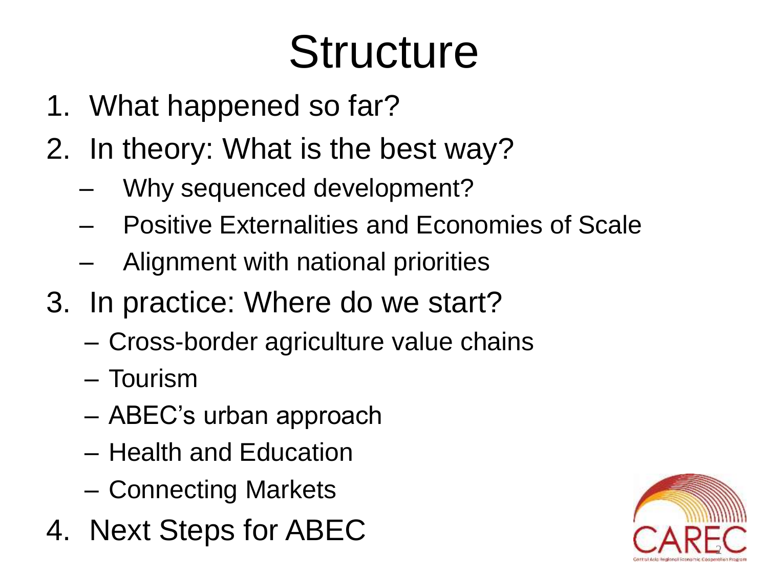# Structure

1. What happened so far?
2. In theory: What is the best way?
   - Why sequenced development?
   - Positive Externalities and Economies of Scale
   - Alignment with national priorities
3. In practice: Where do we start?
   - Cross-border agriculture value chains
   - Tourism
   - ABEC's urban approach
   - Health and Education
   - Connecting Markets
4. Next Steps for ABEC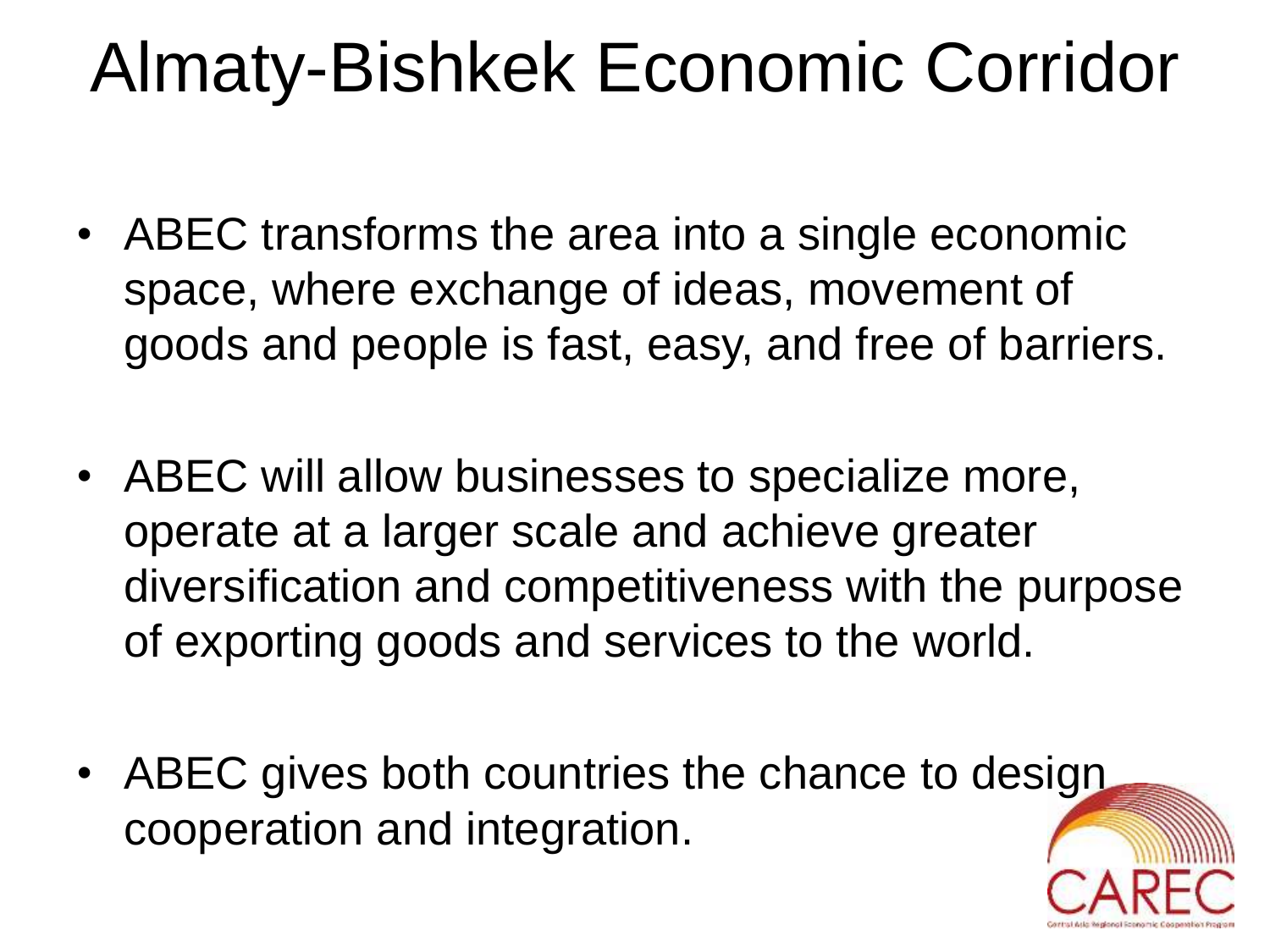# Almaty-Bishkek Economic Corridor

- ABEC transforms the area into a single economic space, where exchange of ideas, movement of goods and people is fast, easy, and free of barriers.

- ABEC will allow businesses to specialize more, operate at a larger scale and achieve greater diversification and competitiveness with the purpose of exporting goods and services to the world.

- ABEC gives both countries the chance to design cooperation and integration.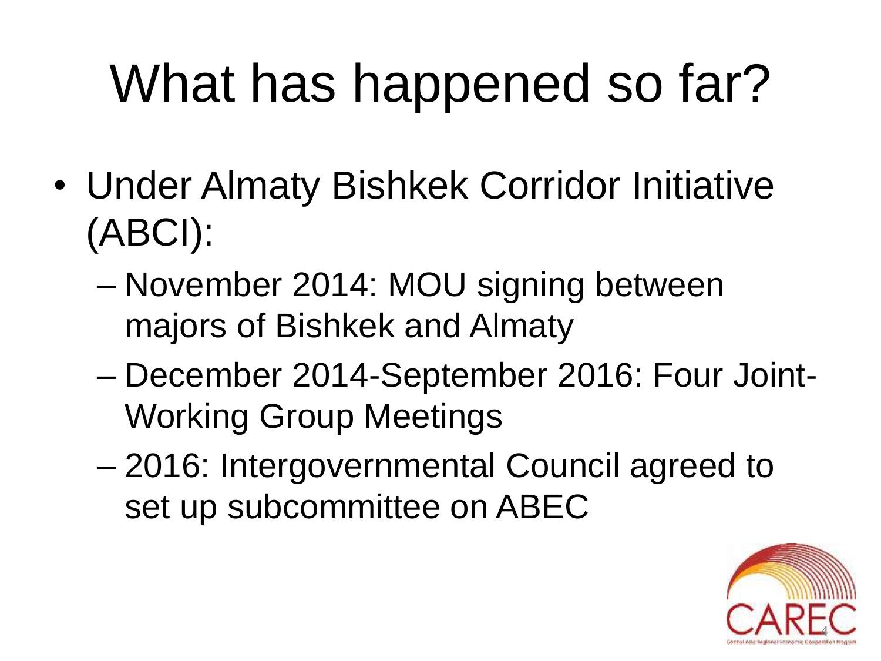# What has happened so far?

- Under Almaty Bishkek Corridor Initiative (ABCI):
  - November 2014: MOU signing between majors of Bishkek and Almaty
  - December 2014-September 2016: Four Joint-Working Group Meetings
  - 2016: Intergovernmental Council agreed to set up subcommittee on ABEC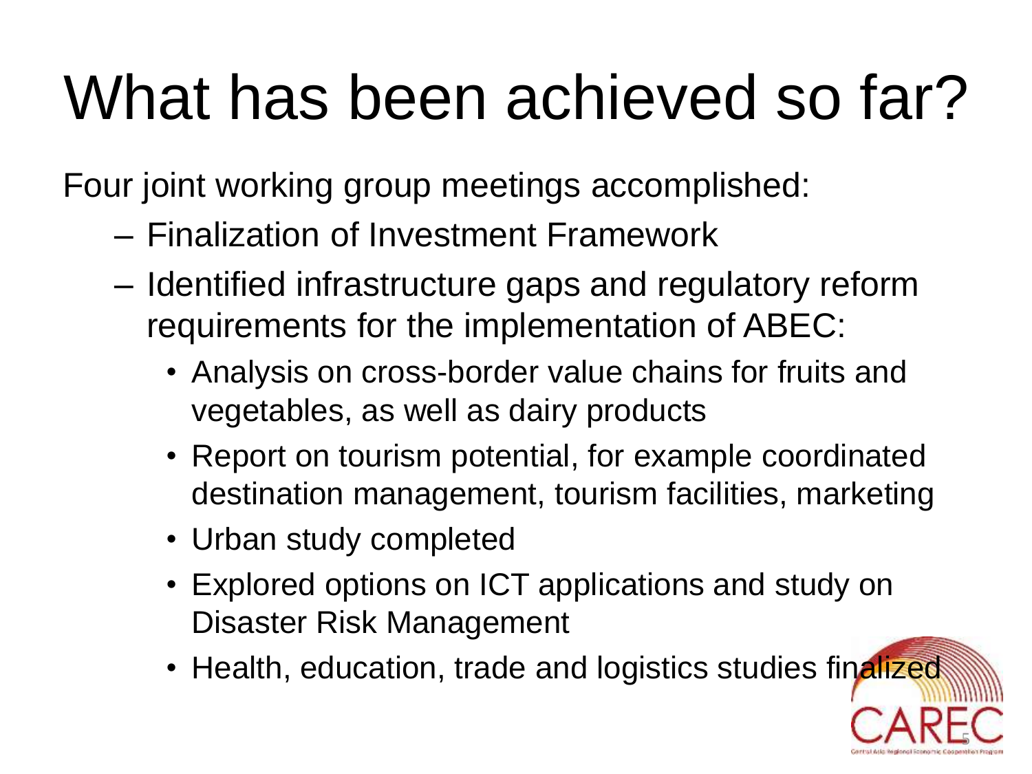# What has been achieved so far?

Four joint working group meetings accomplished:

- Finalization of Investment Framework
- Identified infrastructure gaps and regulatory reform requirements for the implementation of ABEC:
  - Analysis on cross-border value chains for fruits and vegetables, as well as dairy products
  - Report on tourism potential, for example coordinated destination management, tourism facilities, marketing
  - Urban study completed
  - Explored options on ICT applications and study on Disaster Risk Management
  - Health, education, trade and logistics studies finalized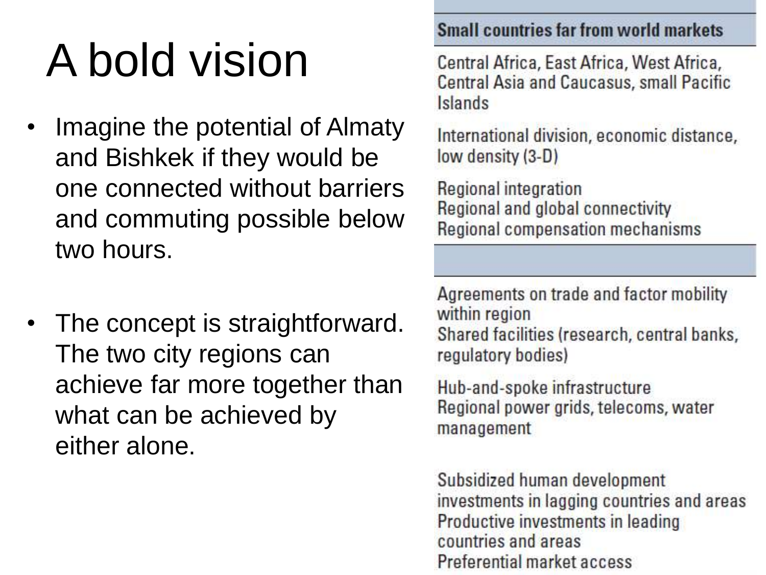# A bold vision

- Imagine the potential of Almaty and Bishkek if they would be one connected without barriers and commuting possible below two hours.

- The concept is straightforward. The two city regions can achieve far more together than what can be achieved by either alone.

| Small countries far from world markets |
| --- |
| Central Africa, East Africa, West Africa, Central Asia and Caucasus, small Pacific Islands |
| International division, economic distance, low density (3-D) |
| Regional integration<br>Regional and global connectivity<br>Regional compensation mechanisms |
| |
| Agreements on trade and factor mobility within region<br>Shared facilities (research, central banks, regulatory bodies) |
| Hub-and-spoke infrastructure<br>Regional power grids, telecoms, water management |
| Subsidized human development investments in lagging countries and areas<br>Productive investments in leading countries and areas<br>Preferential market access |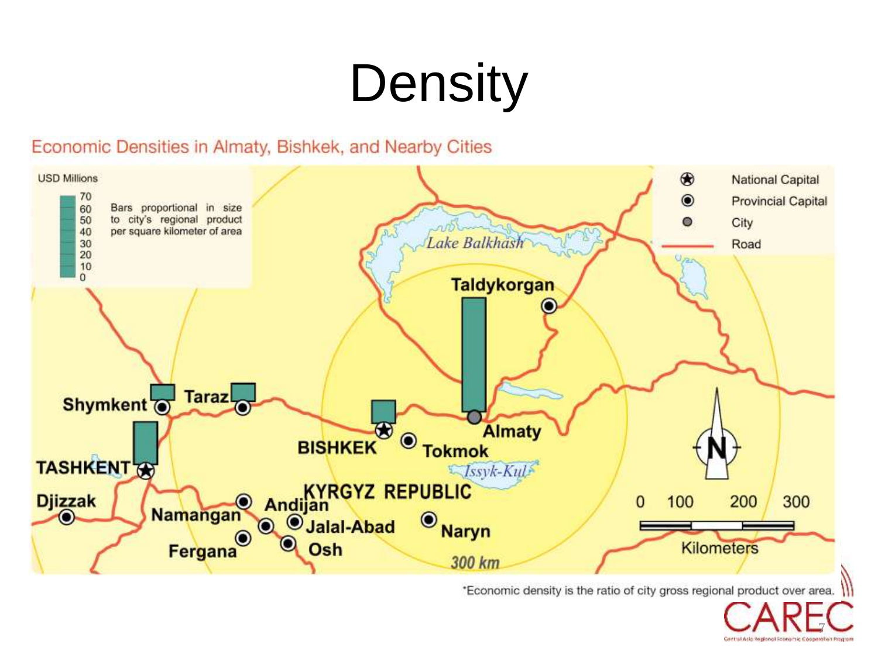# Density

Economic Densities in Almaty, Bishkek, and Nearby Cities

USD Millions

70
60
50
40
30
20
10
0

Bars proportional in size to city's regional product per square kilometer of area

National Capital
Provincial Capital
City
Road

Lake Balkhash

Taldykorgan

Shymkent

Taraz

BISHKEK

Tokmok

Almaty

TASHKENT

Issyk-Kul

KYRGYZ REPUBLIC

Djizzak

Namangan

Andijan

Jalal-Abad

Naryn

Fergana

Osh

300 km

0 100 200 300
Kilometers

*Economic density is the ratio of city gross regional product over area.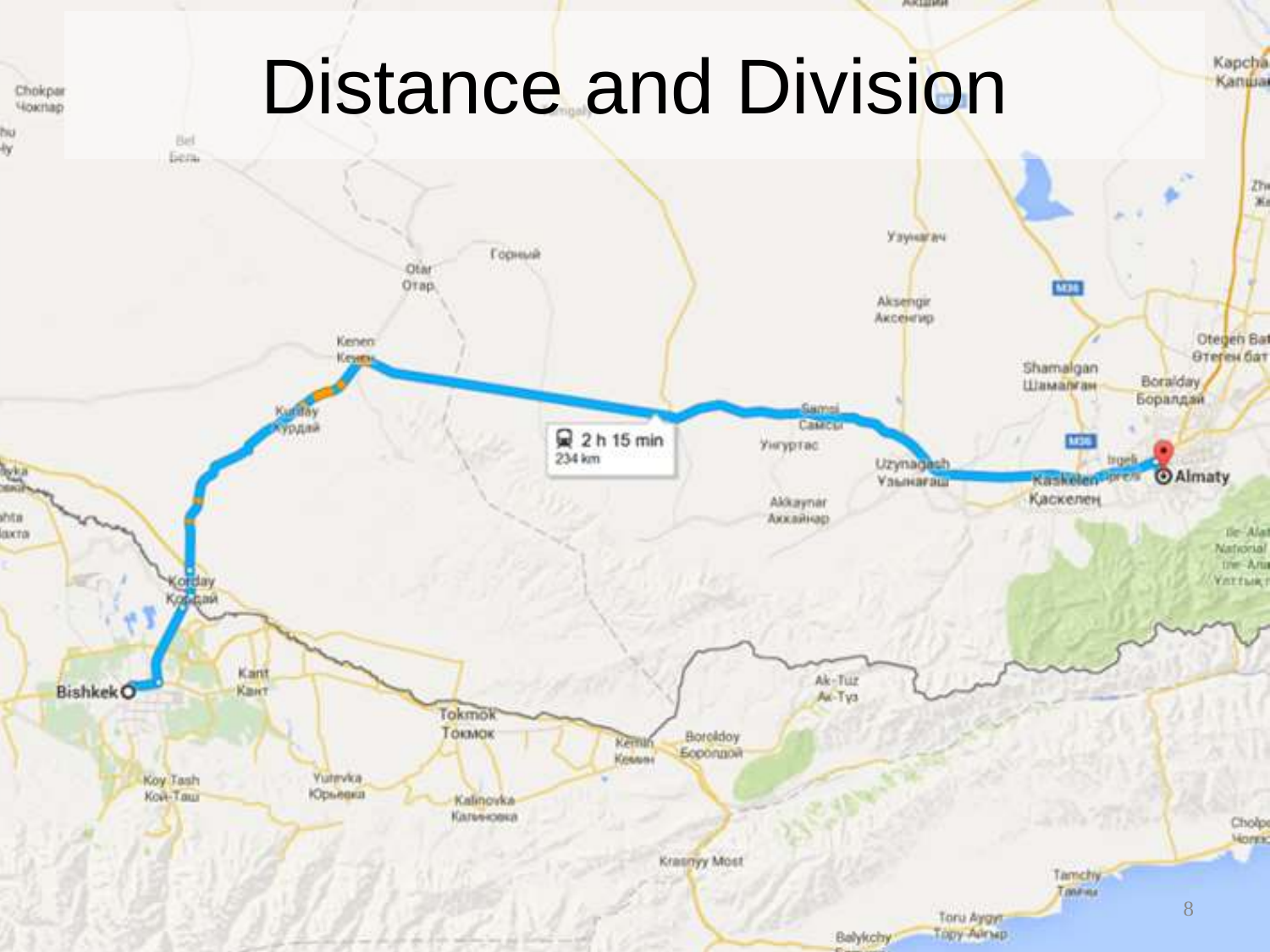# Distance and Division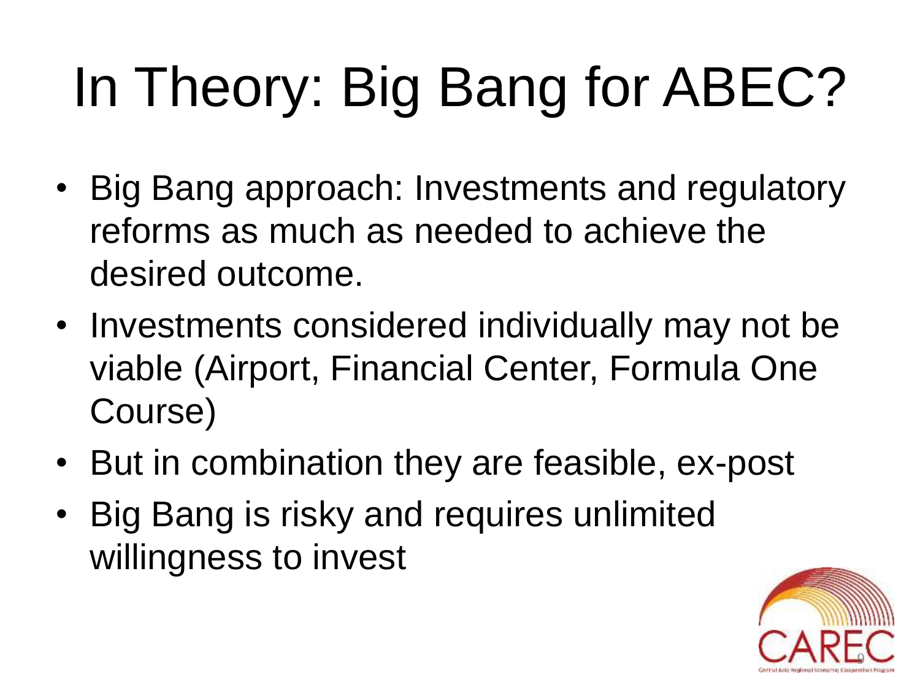# In Theory: Big Bang for ABEC?

- Big Bang approach: Investments and regulatory reforms as much as needed to achieve the desired outcome.
- Investments considered individually may not be viable (Airport, Financial Center, Formula One Course)
- But in combination they are feasible, ex-post
- Big Bang is risky and requires unlimited willingness to invest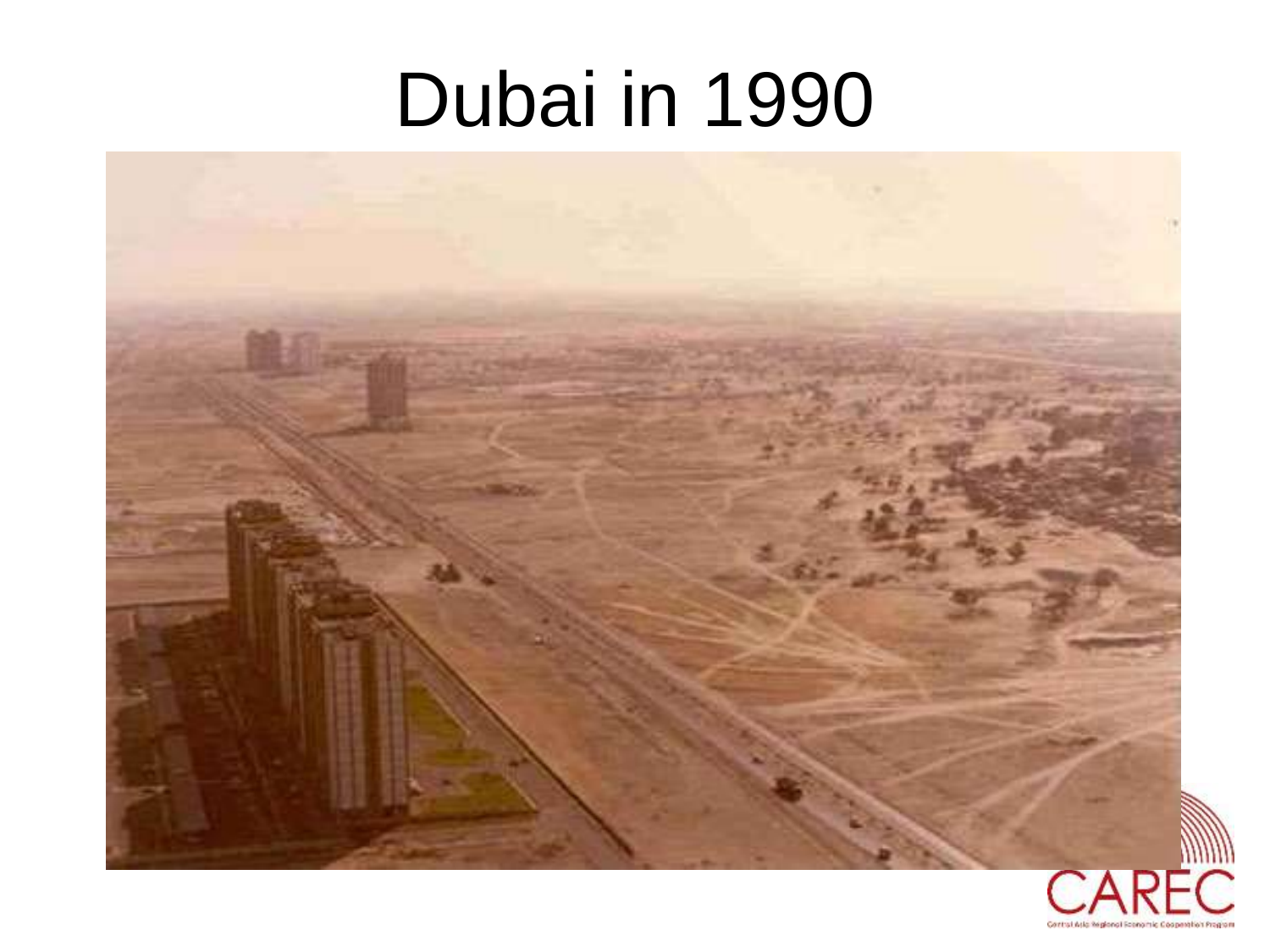# Dubai in 1990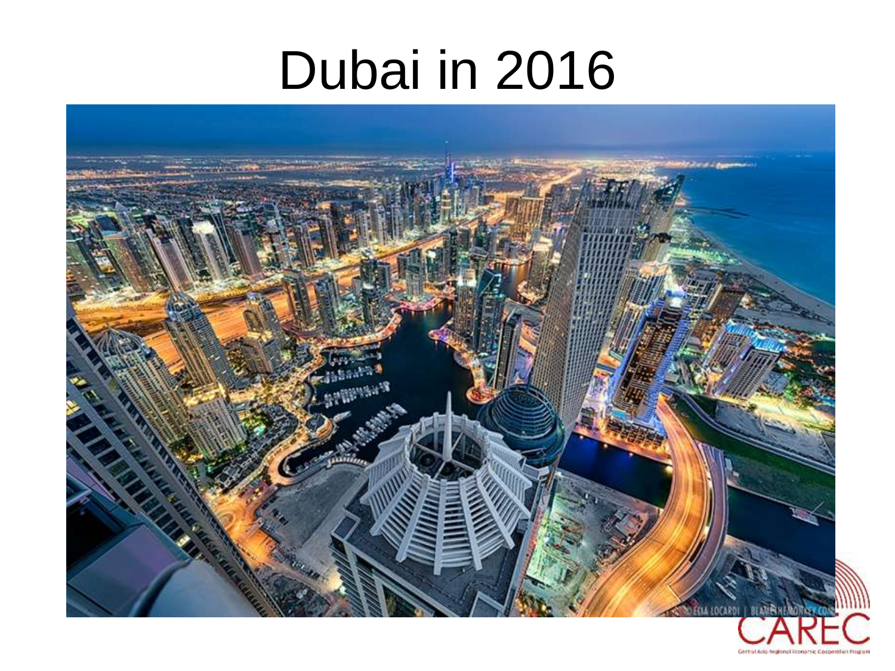# Dubai in 2016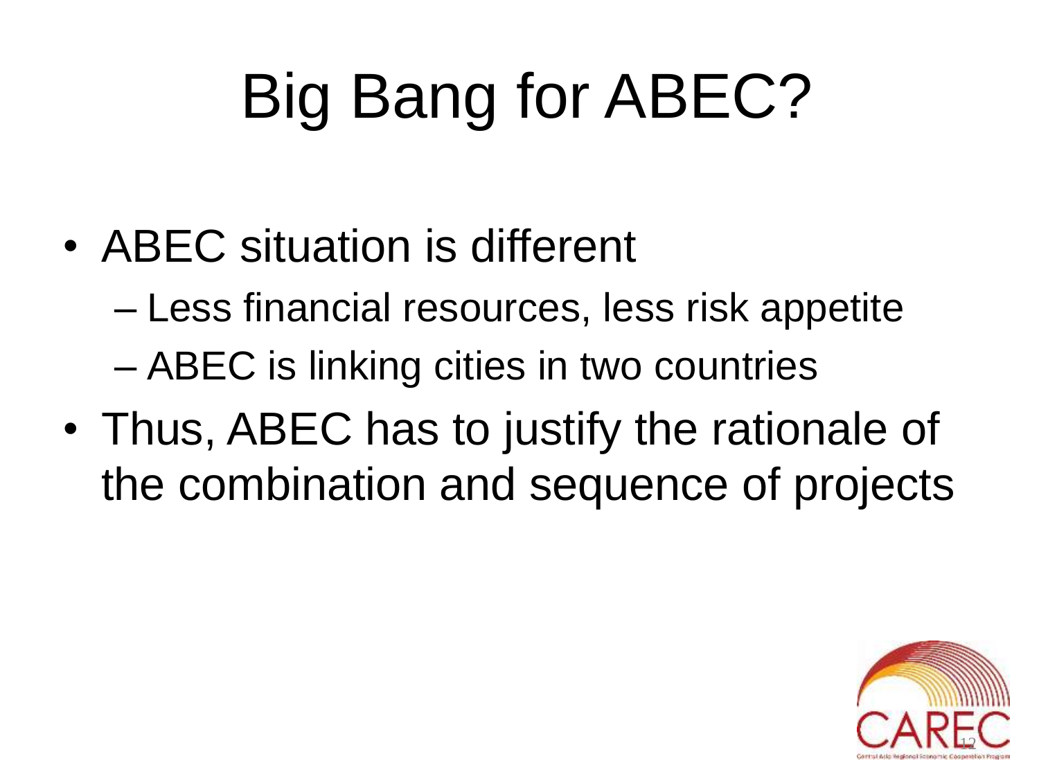# Big Bang for ABEC?

- ABEC situation is different
  - Less financial resources, less risk appetite
  - ABEC is linking cities in two countries
- Thus, ABEC has to justify the rationale of the combination and sequence of projects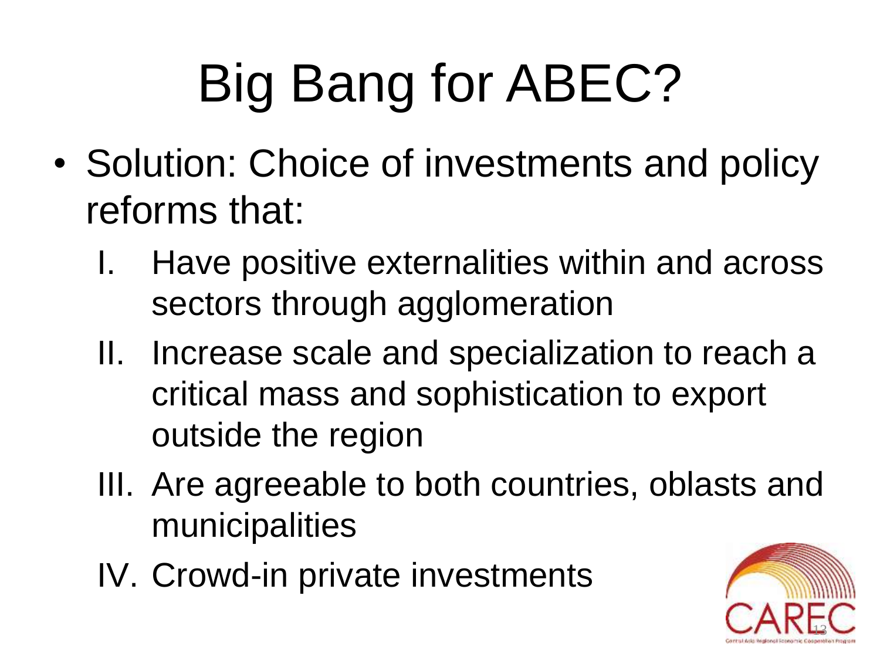# Big Bang for ABEC?

- Solution: Choice of investments and policy reforms that:
  - I. Have positive externalities within and across sectors through agglomeration
  - II. Increase scale and specialization to reach a critical mass and sophistication to export outside the region
  - III. Are agreeable to both countries, oblasts and municipalities
  - IV. Crowd-in private investments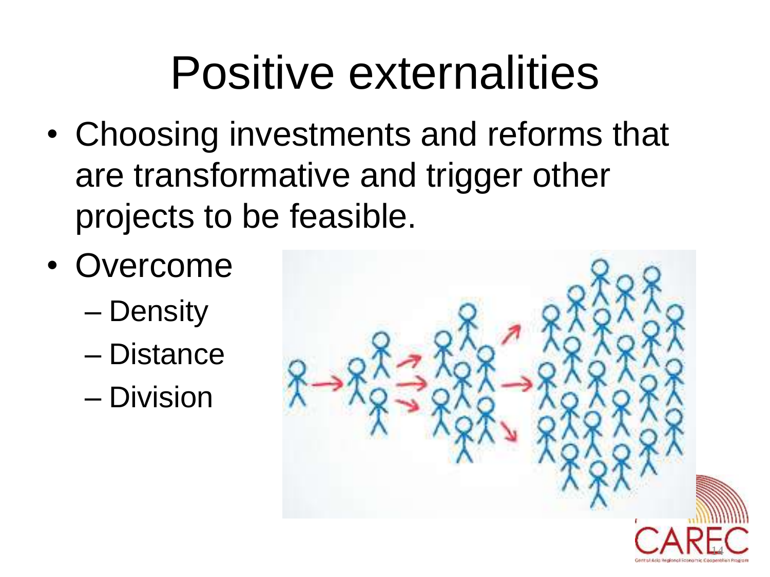# Positive externalities

- Choosing investments and reforms that are transformative and trigger other projects to be feasible.
- Overcome
  - Density
  - Distance
  - Division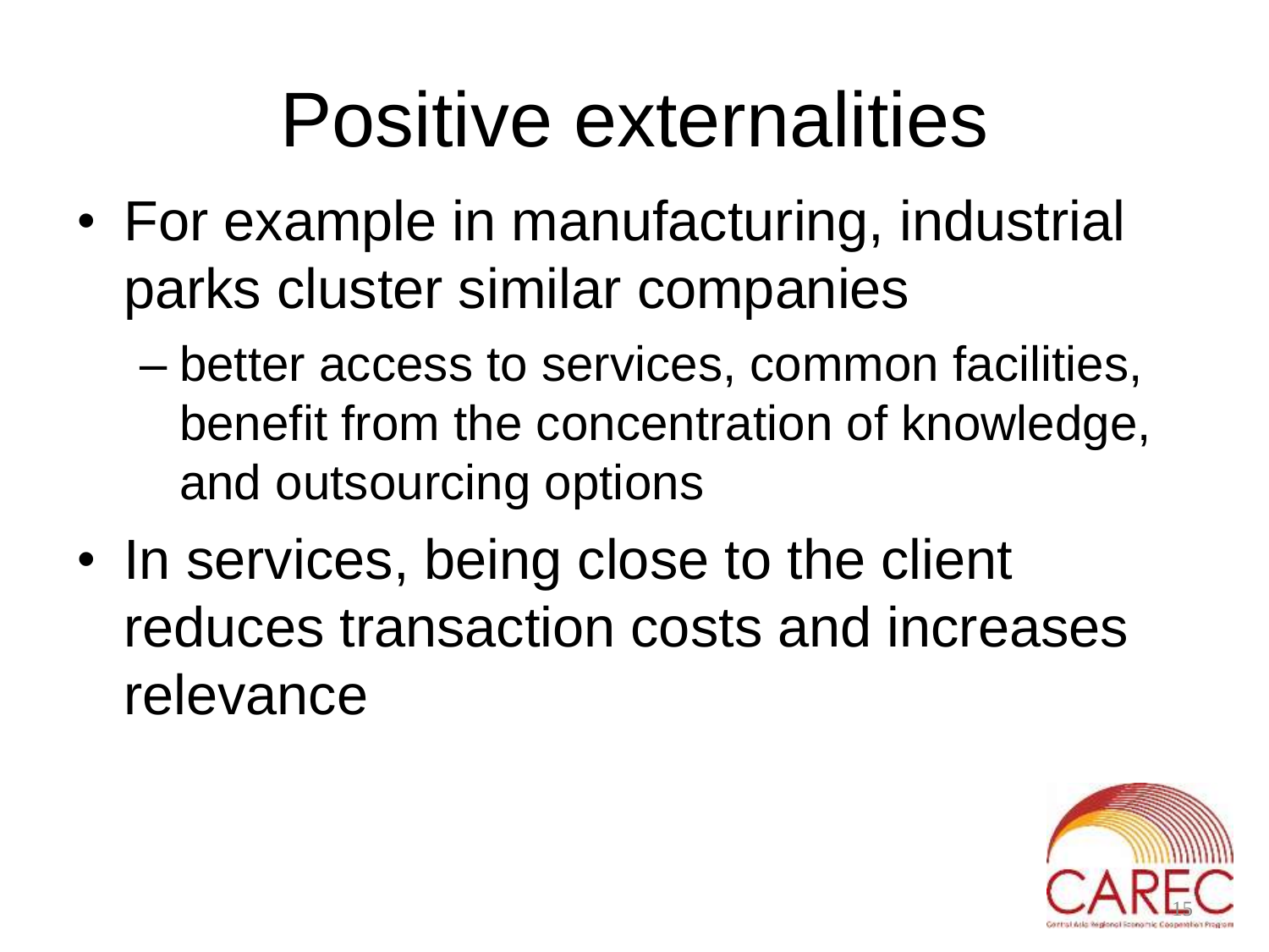# Positive externalities

- For example in manufacturing, industrial parks cluster similar companies
  - better access to services, common facilities, benefit from the concentration of knowledge, and outsourcing options
- In services, being close to the client reduces transaction costs and increases relevance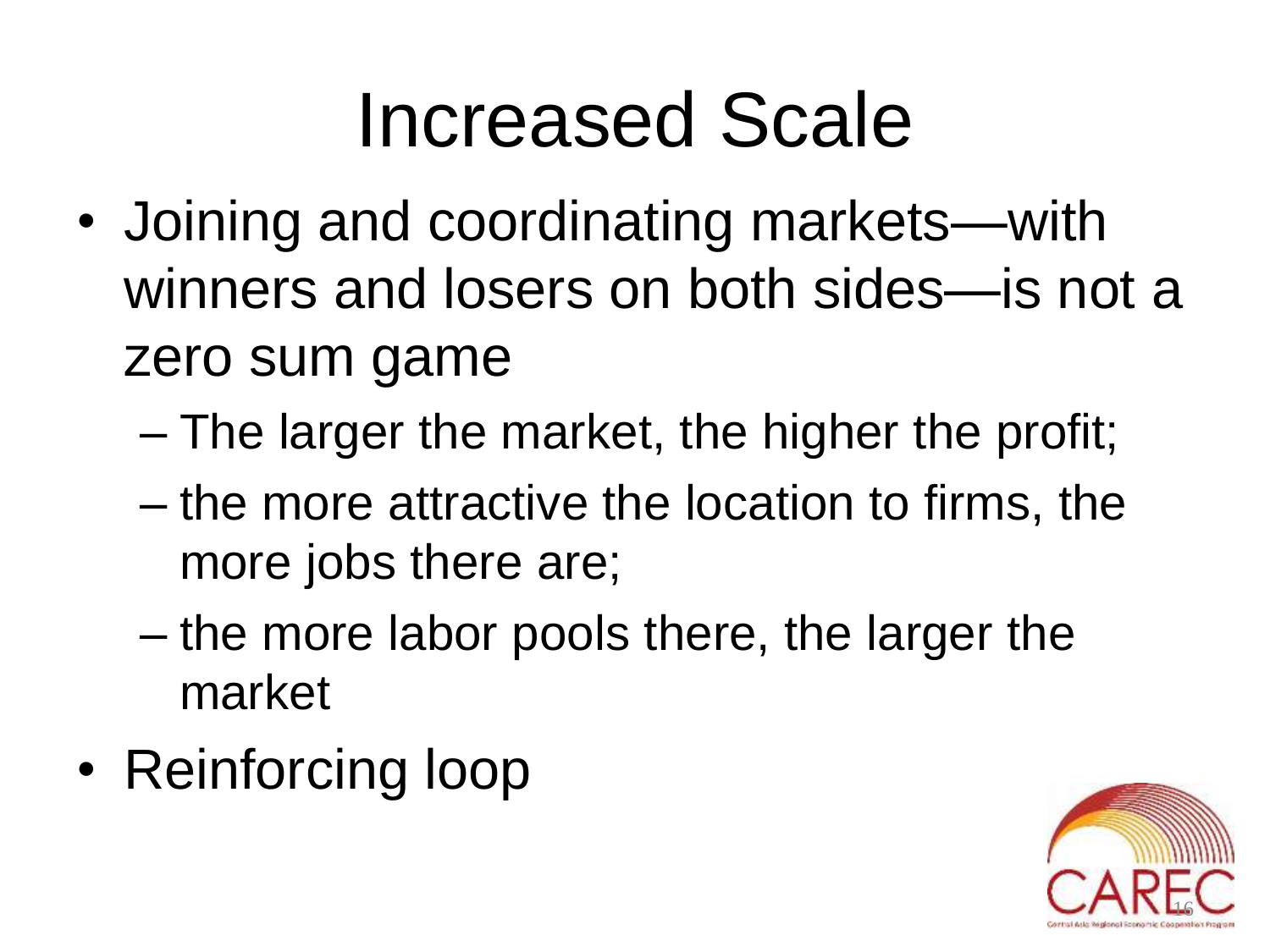# Increased Scale

- Joining and coordinating markets—with winners and losers on both sides—is not a zero sum game
  - The larger the market, the higher the profit;
  - the more attractive the location to firms, the more jobs there are;
  - the more labor pools there, the larger the market
- Reinforcing loop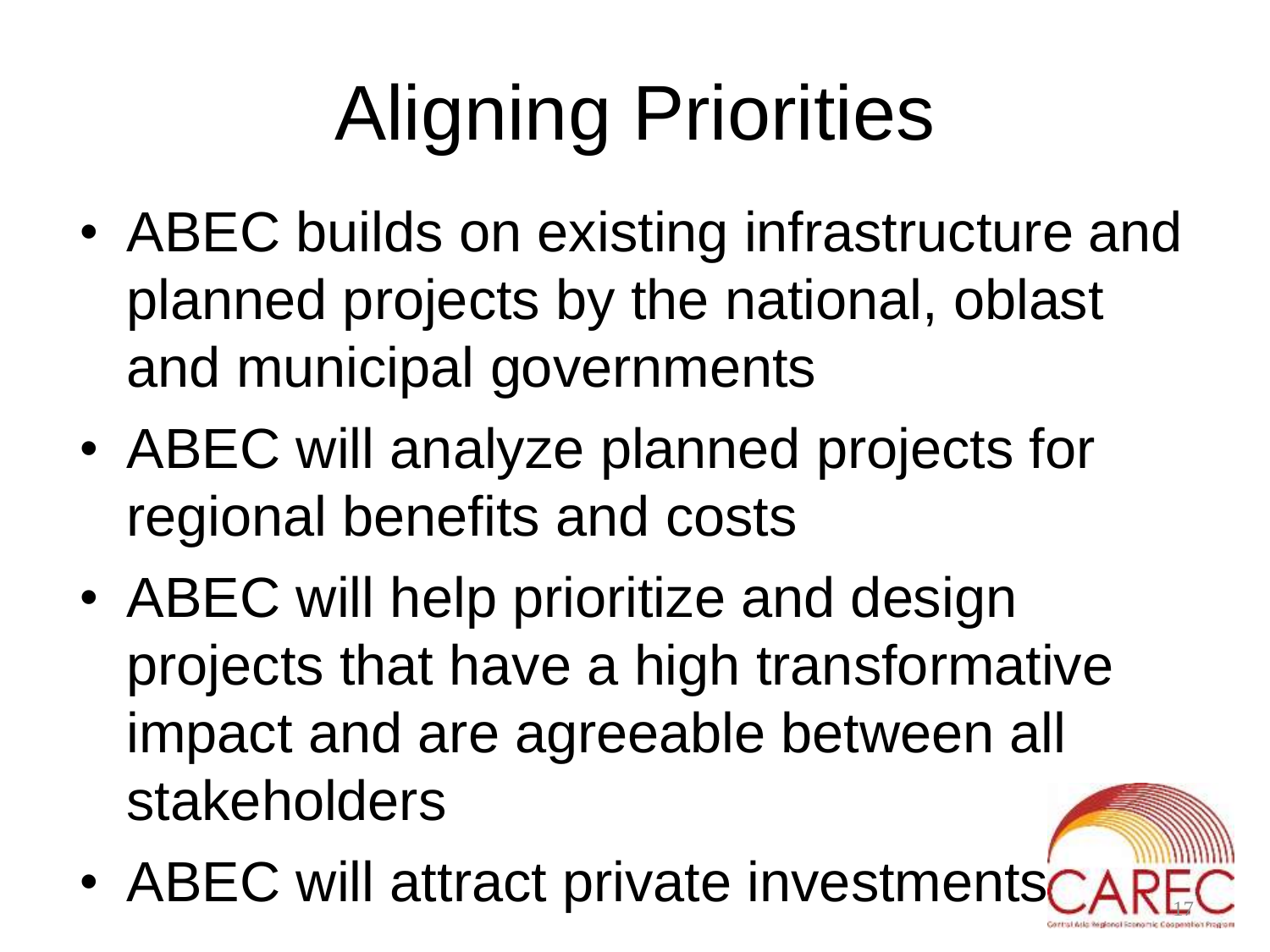# Aligning Priorities

- ABEC builds on existing infrastructure and planned projects by the national, oblast and municipal governments
- ABEC will analyze planned projects for regional benefits and costs
- ABEC will help prioritize and design projects that have a high transformative impact and are agreeable between all stakeholders
- ABEC will attract private investments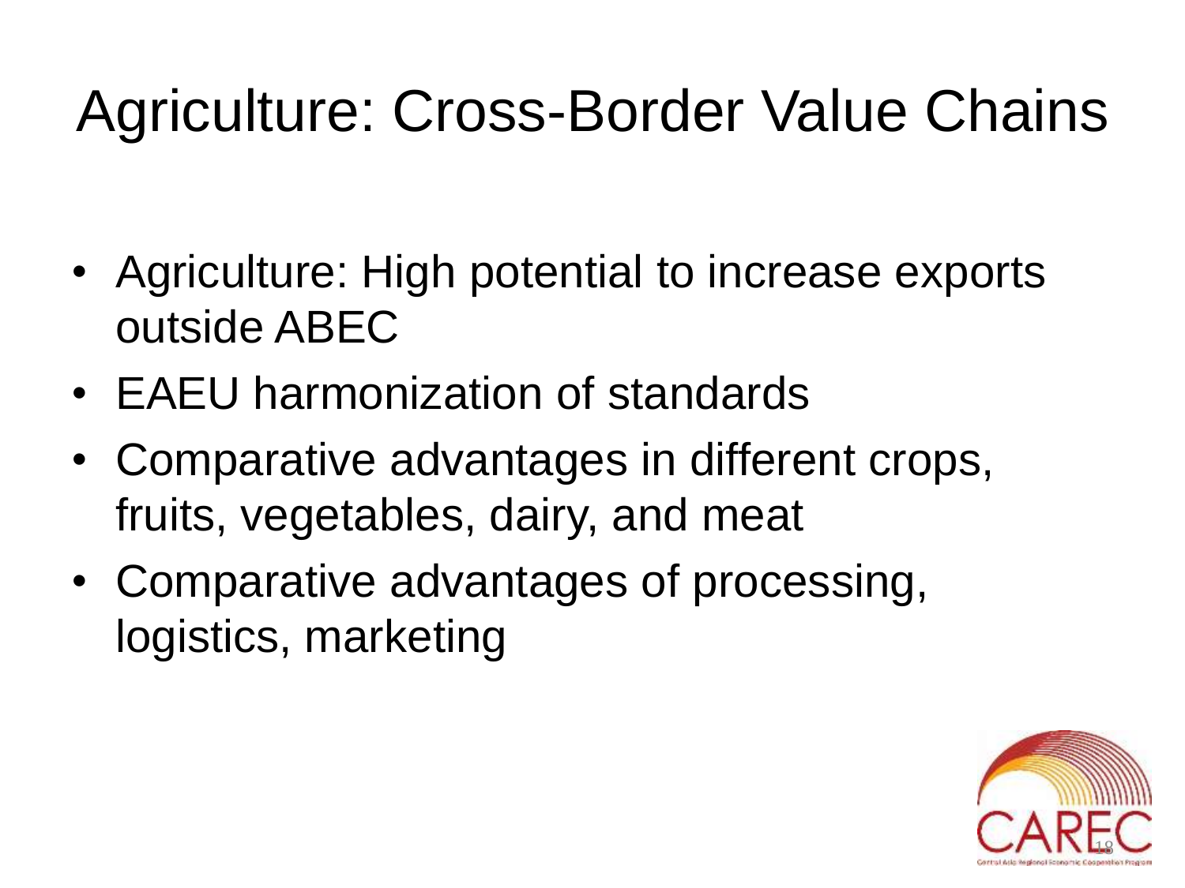# Agriculture: Cross-Border Value Chains

- Agriculture: High potential to increase exports outside ABEC
- EAEU harmonization of standards
- Comparative advantages in different crops, fruits, vegetables, dairy, and meat
- Comparative advantages of processing, logistics, marketing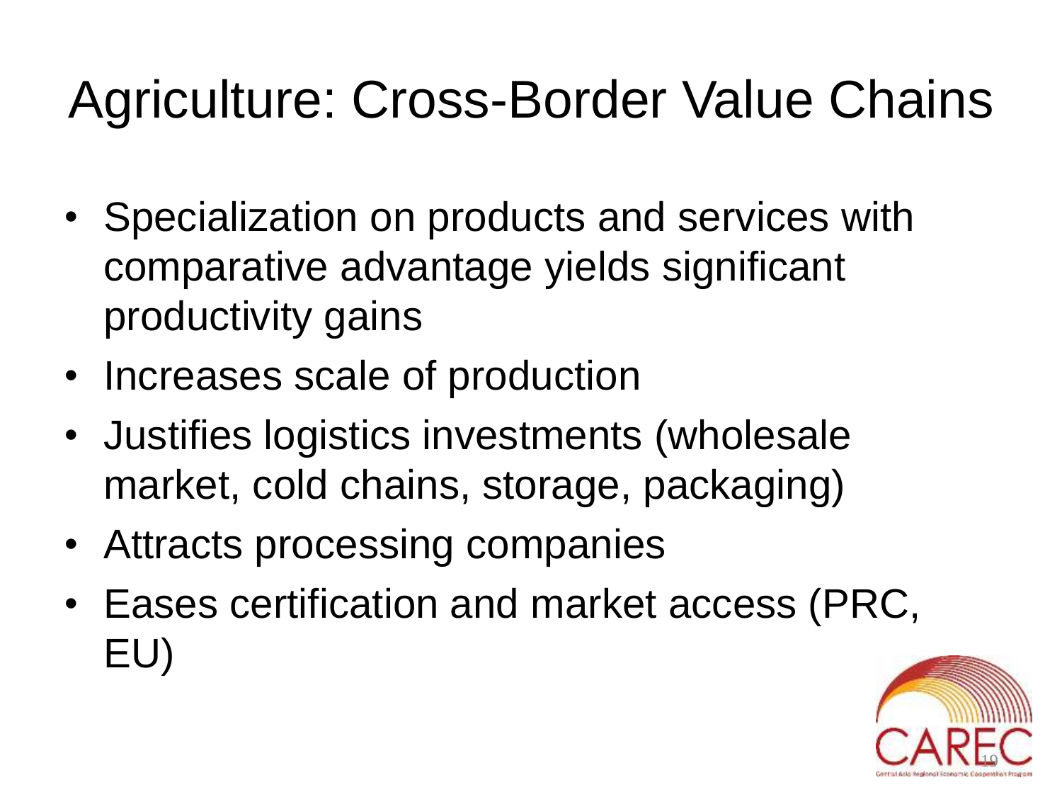# Agriculture: Cross-Border Value Chains

- Specialization on products and services with comparative advantage yields significant productivity gains
- Increases scale of production
- Justifies logistics investments (wholesale market, cold chains, storage, packaging)
- Attracts processing companies
- Eases certification and market access (PRC, EU)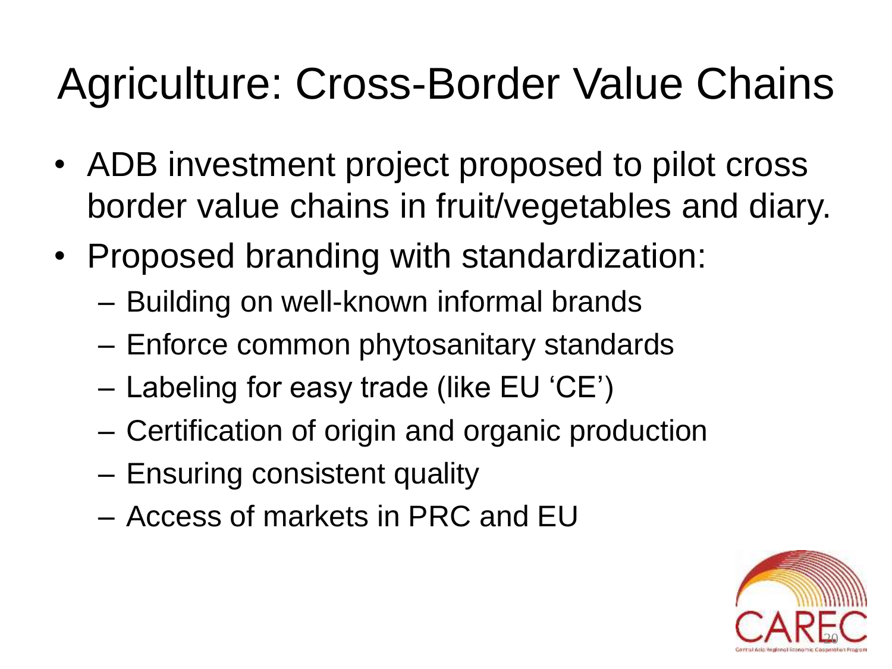# Agriculture: Cross-Border Value Chains

- ADB investment project proposed to pilot cross border value chains in fruit/vegetables and diary.
- Proposed branding with standardization:
  - Building on well-known informal brands
  - Enforce common phytosanitary standards
  - Labeling for easy trade (like EU 'CE')
  - Certification of origin and organic production
  - Ensuring consistent quality
  - Access of markets in PRC and EU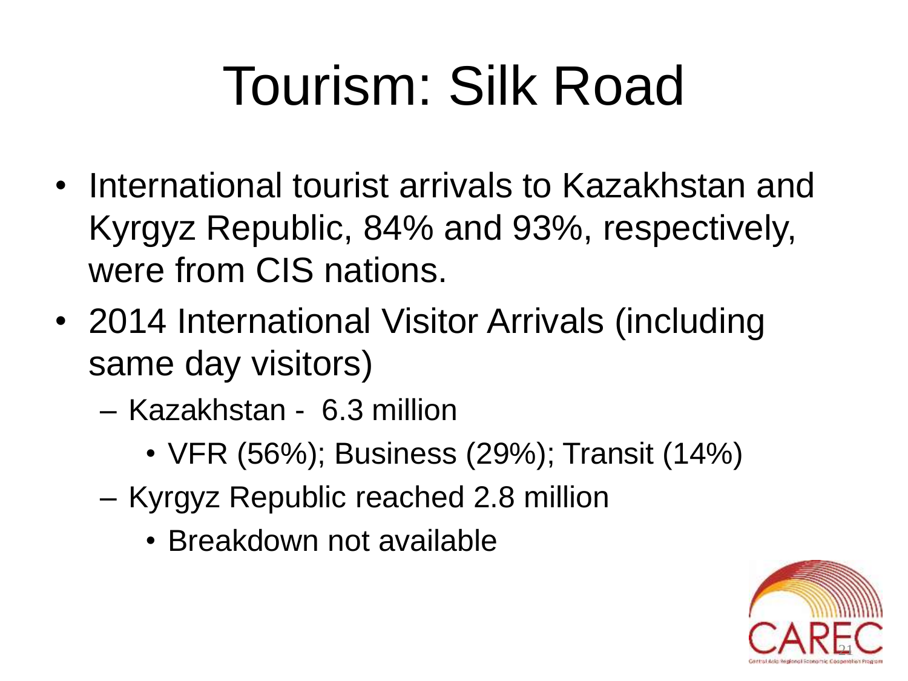# Tourism: Silk Road

- International tourist arrivals to Kazakhstan and Kyrgyz Republic, 84% and 93%, respectively, were from CIS nations.
- 2014 International Visitor Arrivals (including same day visitors)
  - Kazakhstan - 6.3 million
    - VFR (56%); Business (29%); Transit (14%)
  - Kyrgyz Republic reached 2.8 million
    - Breakdown not available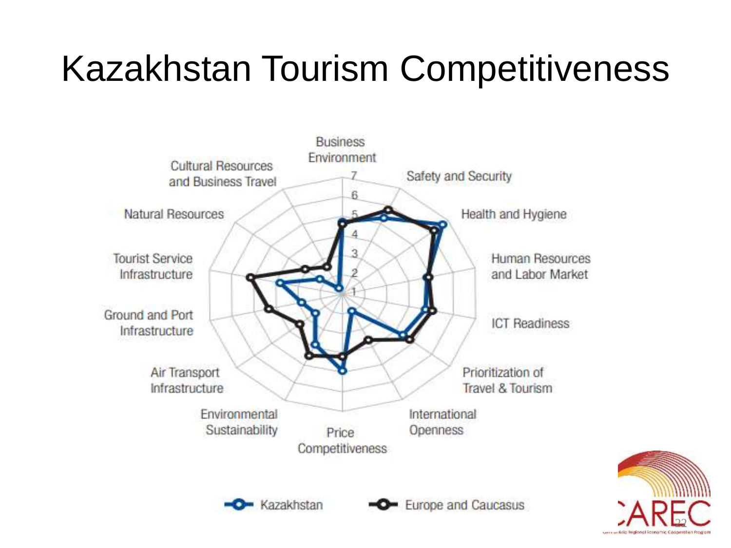# Kazakhstan Tourism Competitiveness

Business Environment

Safety and Security

Health and Hygiene

Human Resources and Labor Market

ICT Readiness

Prioritization of Travel & Tourism

International Openness

Price Competitiveness

Environmental Sustainability

Air Transport Infrastructure

Ground and Port Infrastructure

Tourist Service Infrastructure

Natural Resources

Cultural Resources and Business Travel

Kazakhstan — Europe and Caucasus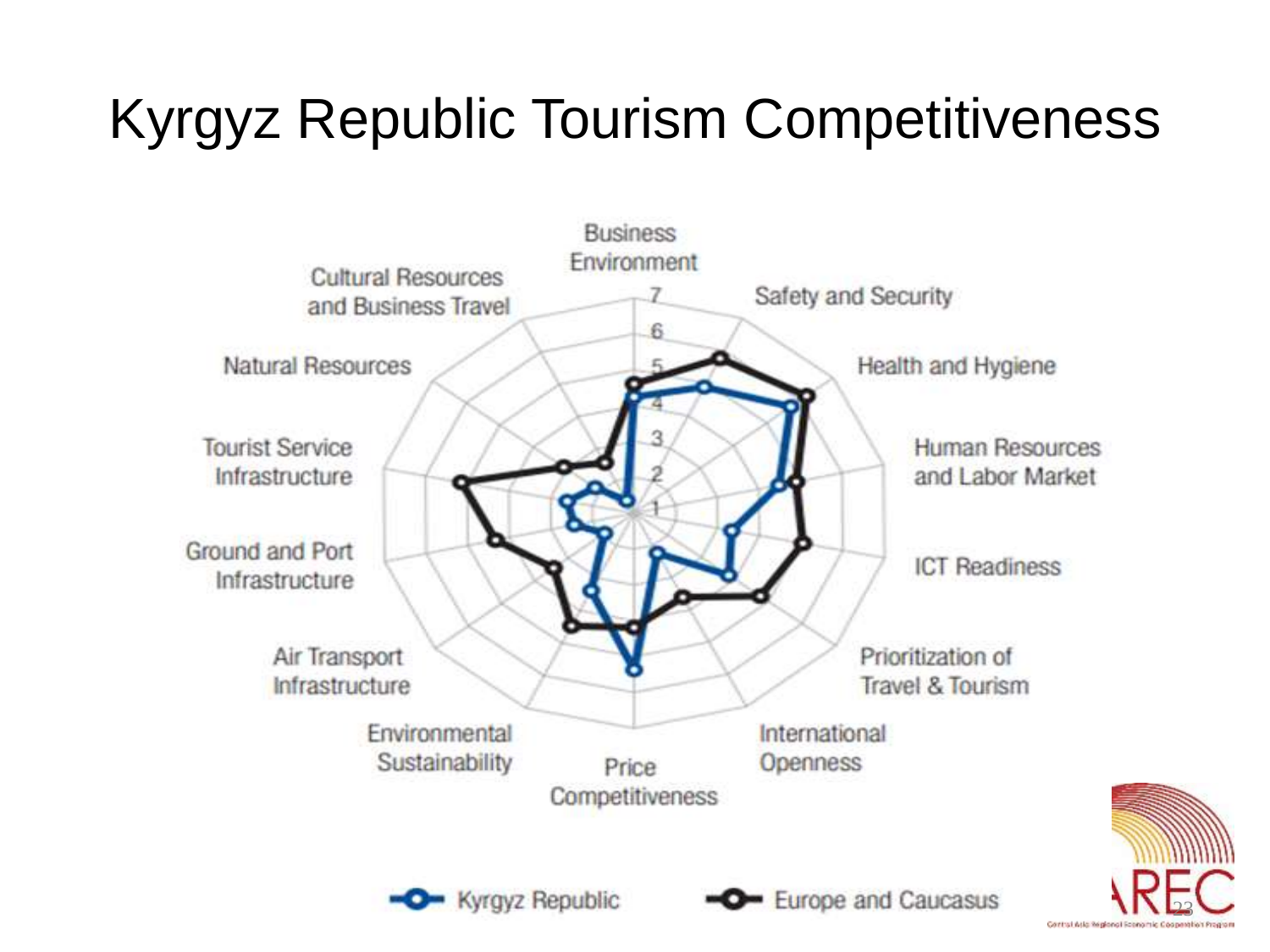# Kyrgyz Republic Tourism Competitiveness

Business Environment

Safety and Security

Health and Hygiene

Human Resources and Labor Market

ICT Readiness

Prioritization of Travel & Tourism

International Openness

Price Competitiveness

Environmental Sustainability

Air Transport Infrastructure

Ground and Port Infrastructure

Tourist Service Infrastructure

Natural Resources

Cultural Resources and Business Travel

Kyrgyz Republic

Europe and Caucasus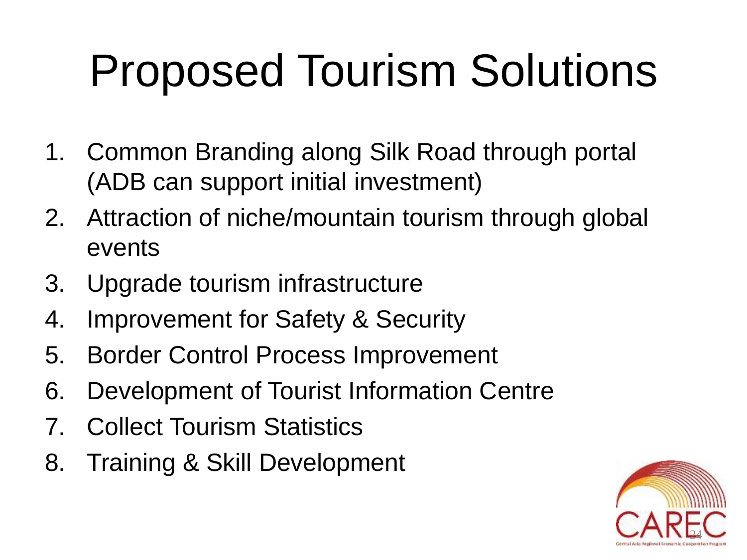# Proposed Tourism Solutions

1. Common Branding along Silk Road through portal (ADB can support initial investment)
2. Attraction of niche/mountain tourism through global events
3. Upgrade tourism infrastructure
4. Improvement for Safety & Security
5. Border Control Process Improvement
6. Development of Tourist Information Centre
7. Collect Tourism Statistics
8. Training & Skill Development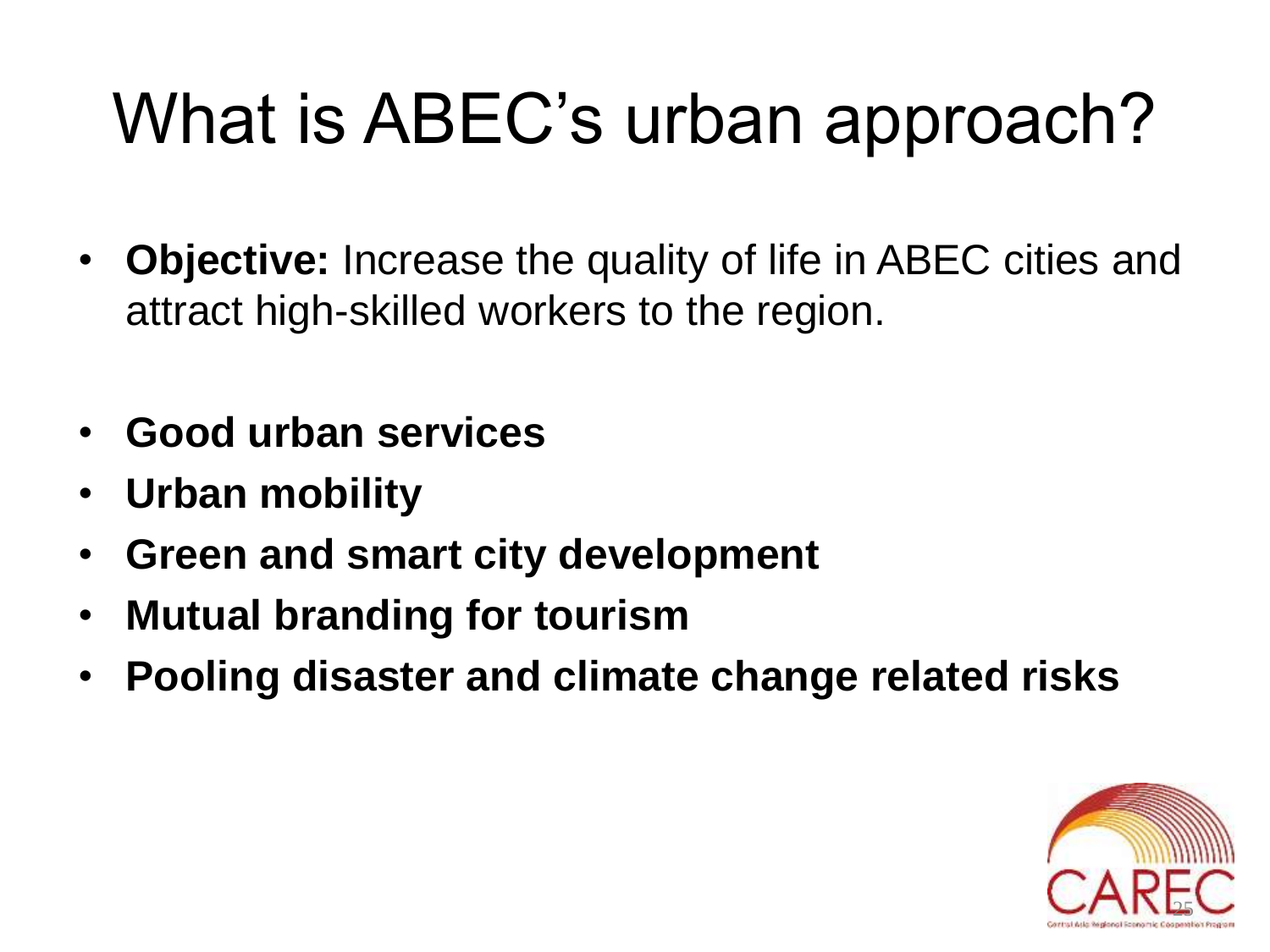# What is ABEC's urban approach?

- **Objective:** Increase the quality of life in ABEC cities and attract high-skilled workers to the region.

- **Good urban services**
- **Urban mobility**
- **Green and smart city development**
- **Mutual branding for tourism**
- **Pooling disaster and climate change related risks**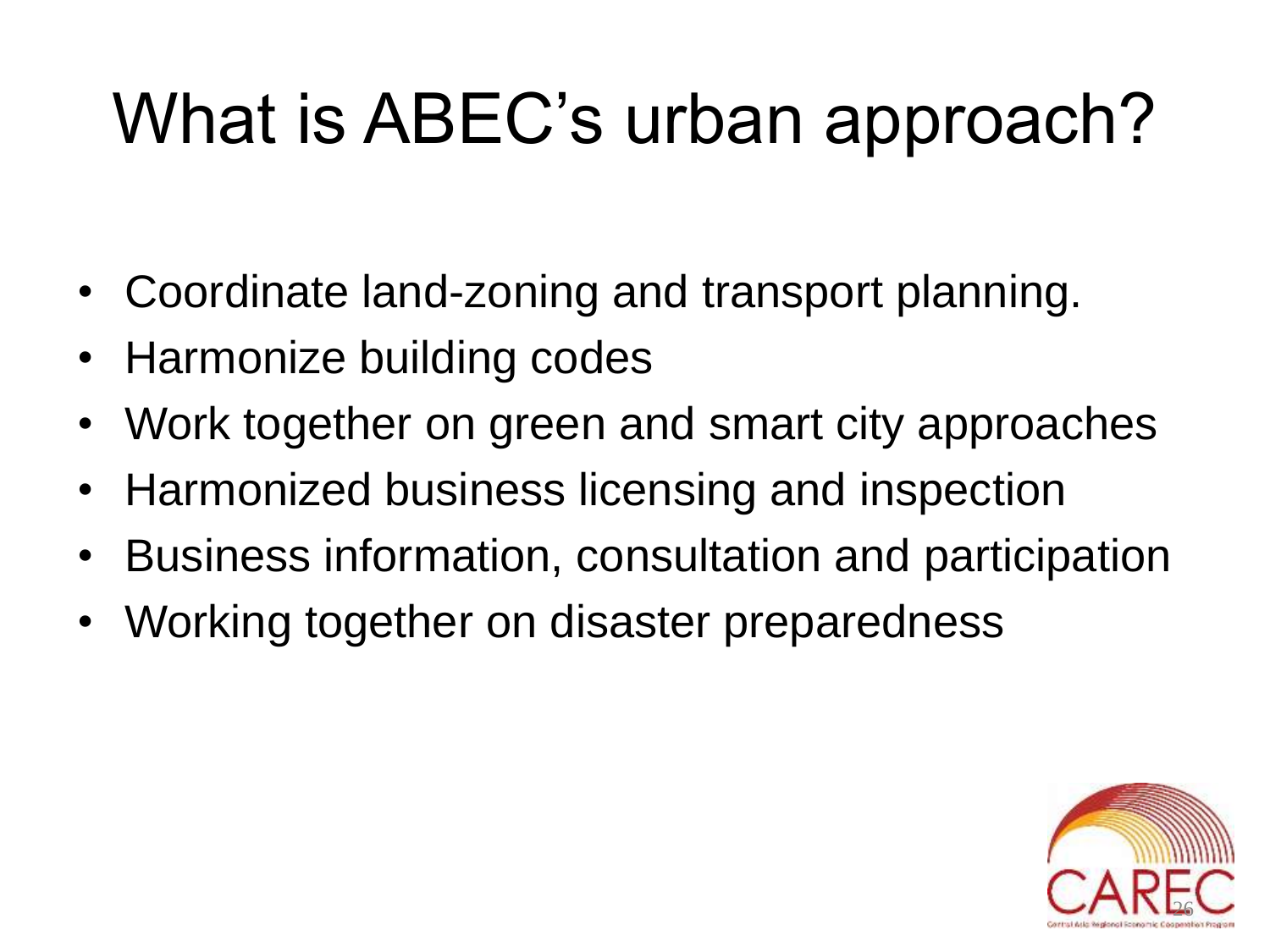# What is ABEC's urban approach?

- Coordinate land-zoning and transport planning.
- Harmonize building codes
- Work together on green and smart city approaches
- Harmonized business licensing and inspection
- Business information, consultation and participation
- Working together on disaster preparedness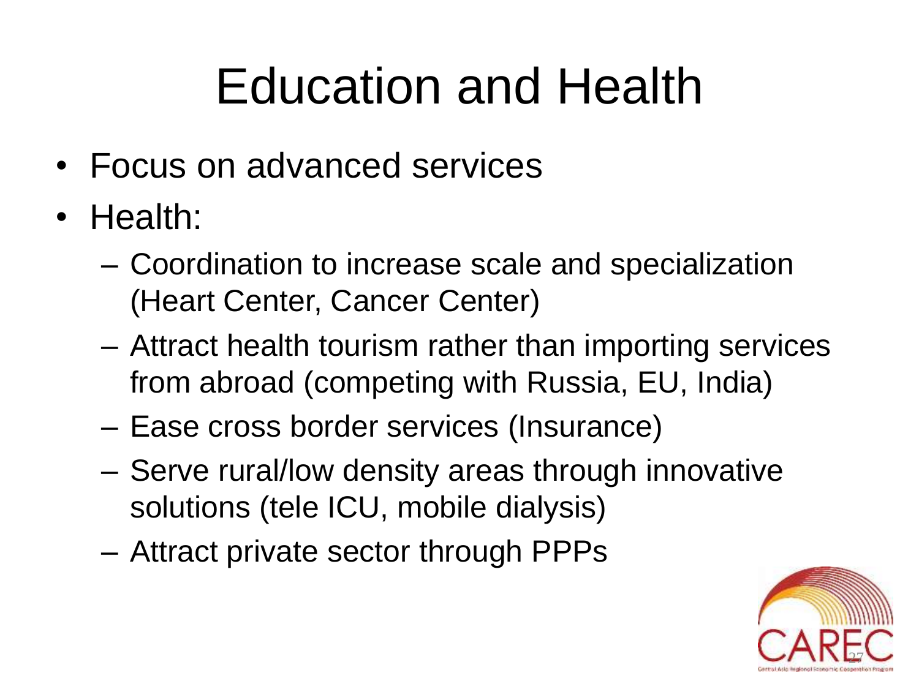# Education and Health

- Focus on advanced services
- Health:
  - Coordination to increase scale and specialization (Heart Center, Cancer Center)
  - Attract health tourism rather than importing services from abroad (competing with Russia, EU, India)
  - Ease cross border services (Insurance)
  - Serve rural/low density areas through innovative solutions (tele ICU, mobile dialysis)
  - Attract private sector through PPPs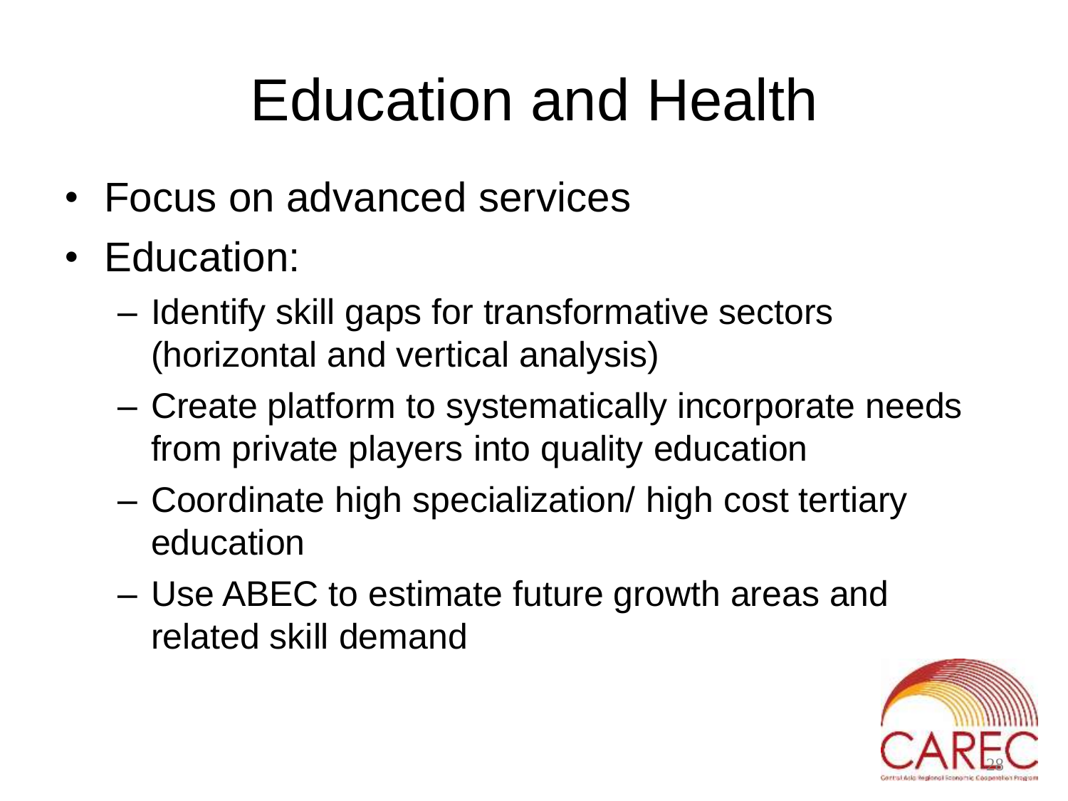# Education and Health

- Focus on advanced services
- Education:
  - Identify skill gaps for transformative sectors (horizontal and vertical analysis)
  - Create platform to systematically incorporate needs from private players into quality education
  - Coordinate high specialization/ high cost tertiary education
  - Use ABEC to estimate future growth areas and related skill demand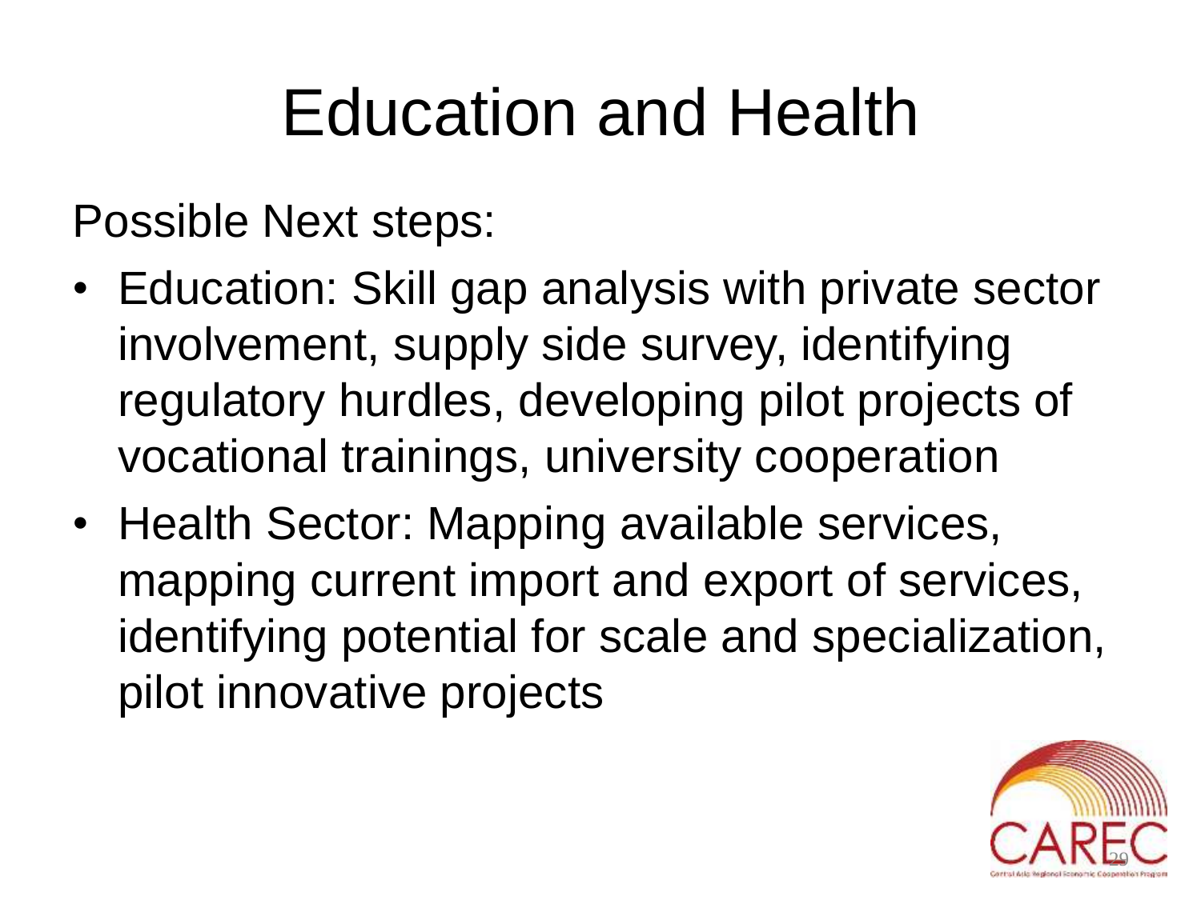# Education and Health

Possible Next steps:

- Education: Skill gap analysis with private sector involvement, supply side survey, identifying regulatory hurdles, developing pilot projects of vocational trainings, university cooperation
- Health Sector: Mapping available services, mapping current import and export of services, identifying potential for scale and specialization, pilot innovative projects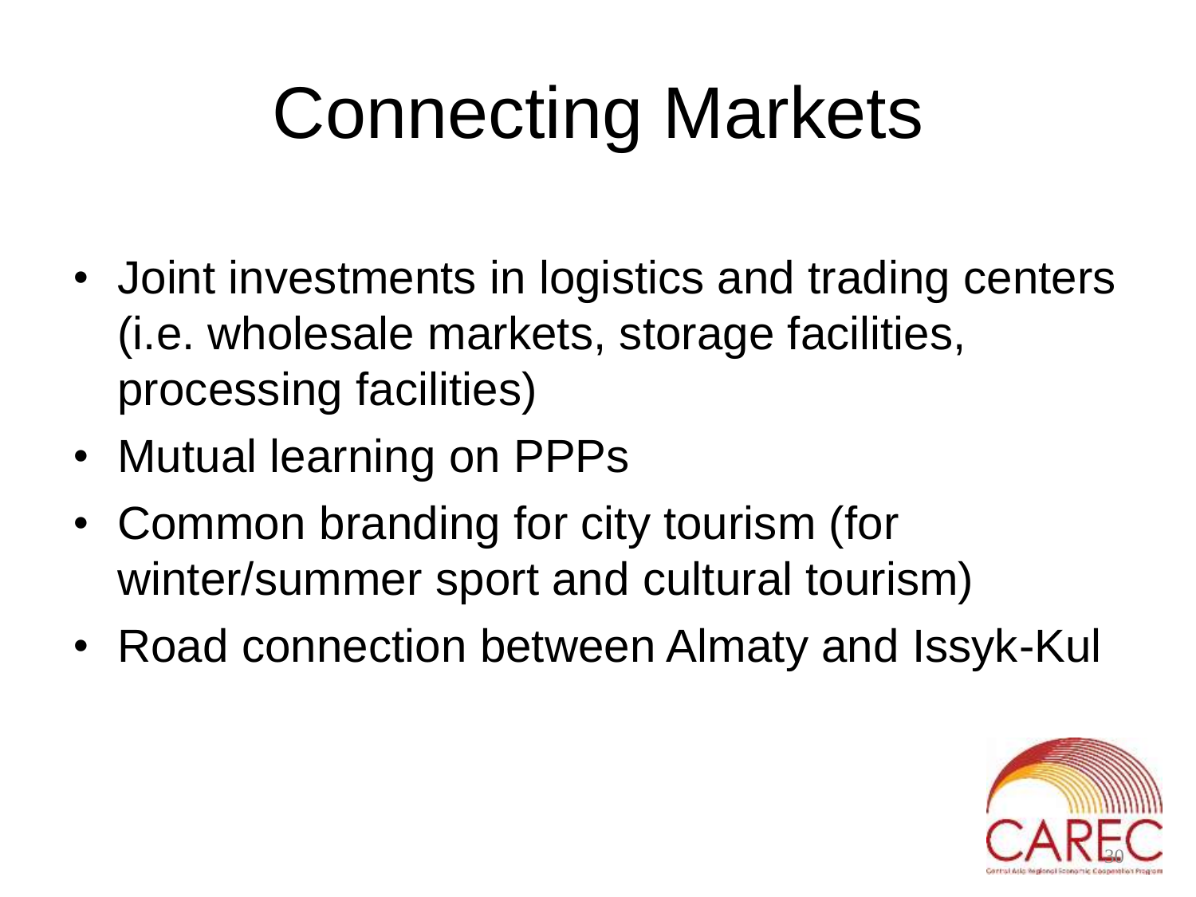# Connecting Markets

- Joint investments in logistics and trading centers (i.e. wholesale markets, storage facilities, processing facilities)
- Mutual learning on PPPs
- Common branding for city tourism (for winter/summer sport and cultural tourism)
- Road connection between Almaty and Issyk-Kul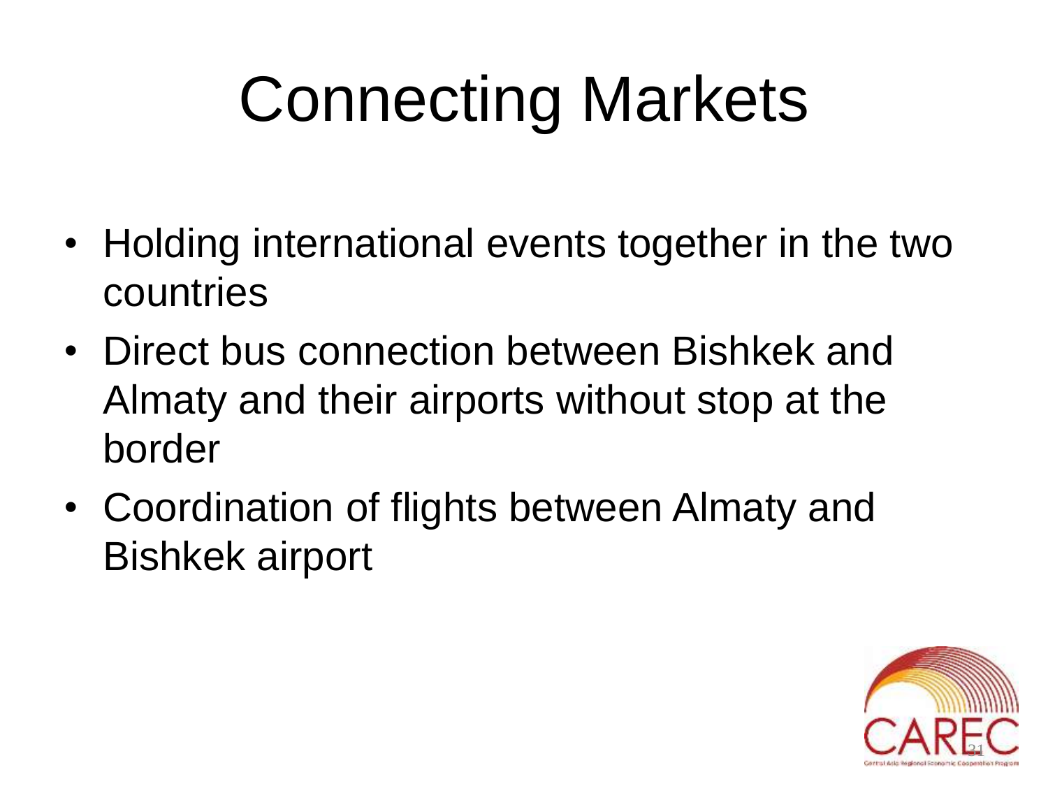# Connecting Markets

- Holding international events together in the two countries
- Direct bus connection between Bishkek and Almaty and their airports without stop at the border
- Coordination of flights between Almaty and Bishkek airport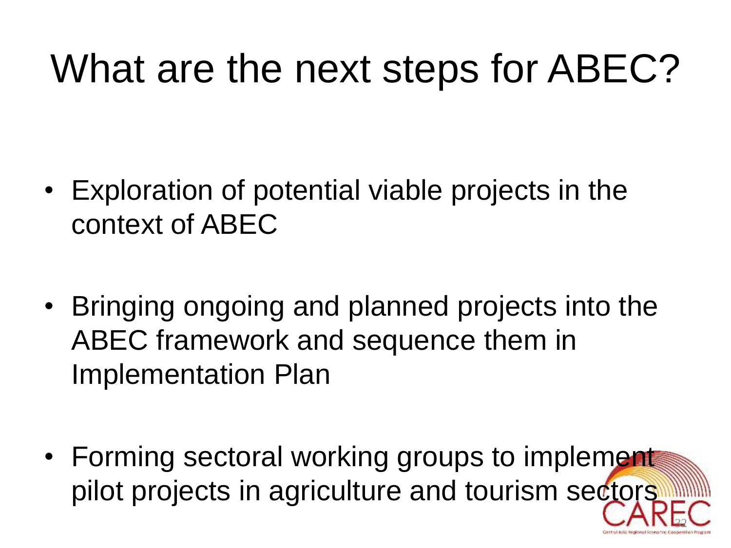# What are the next steps for ABEC?

- Exploration of potential viable projects in the context of ABEC
- Bringing ongoing and planned projects into the ABEC framework and sequence them in Implementation Plan
- Forming sectoral working groups to implement pilot projects in agriculture and tourism sectors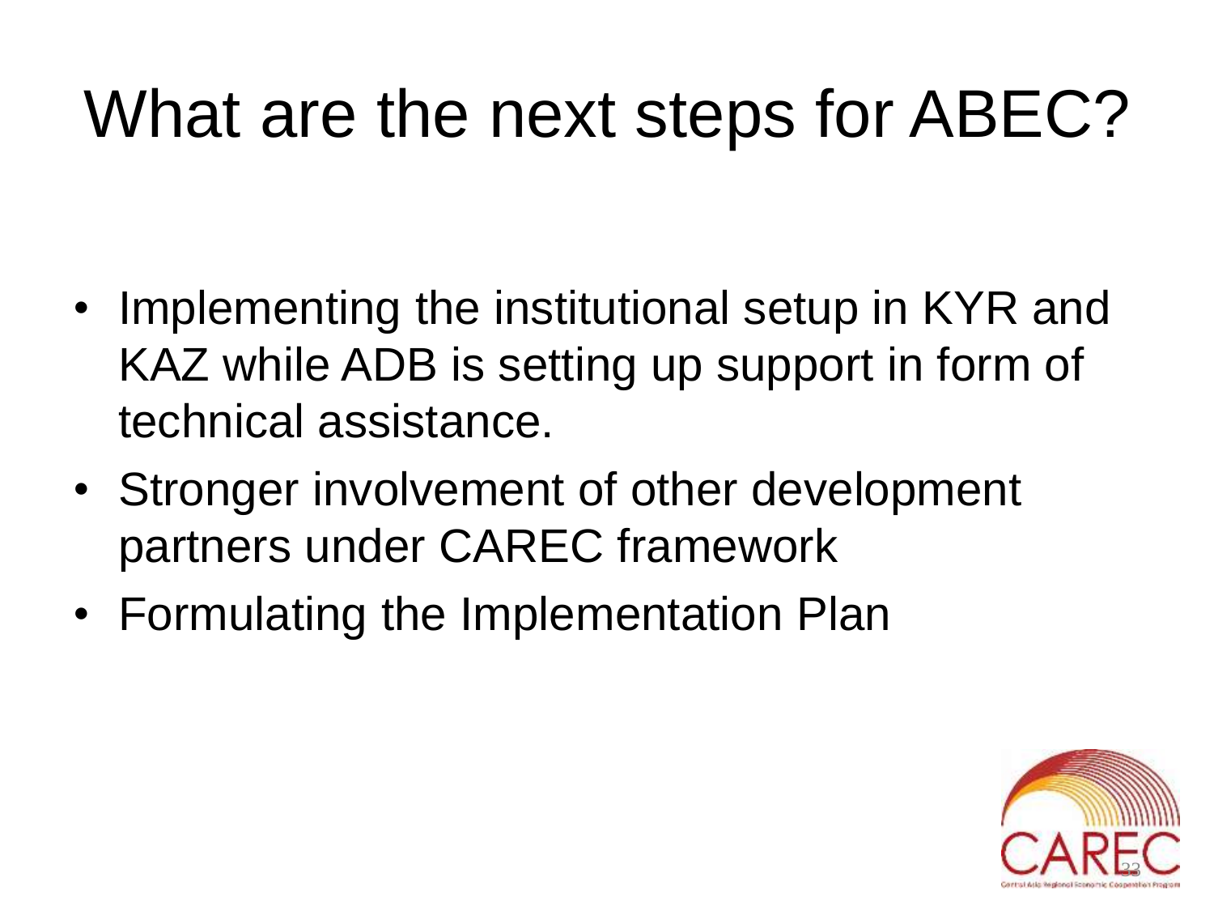# What are the next steps for ABEC?

- Implementing the institutional setup in KYR and KAZ while ADB is setting up support in form of technical assistance.
- Stronger involvement of other development partners under CAREC framework
- Formulating the Implementation Plan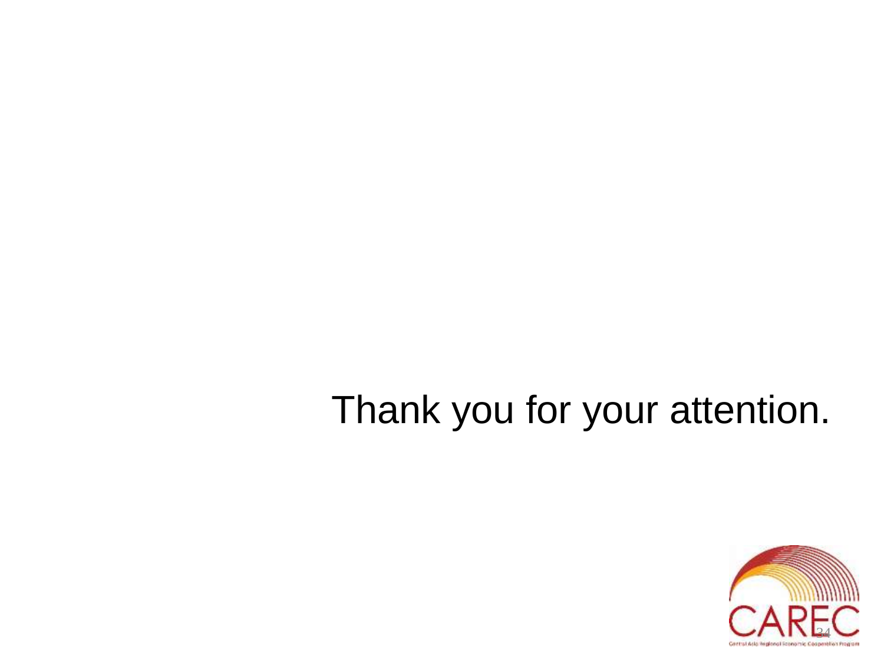Thank you for your attention.